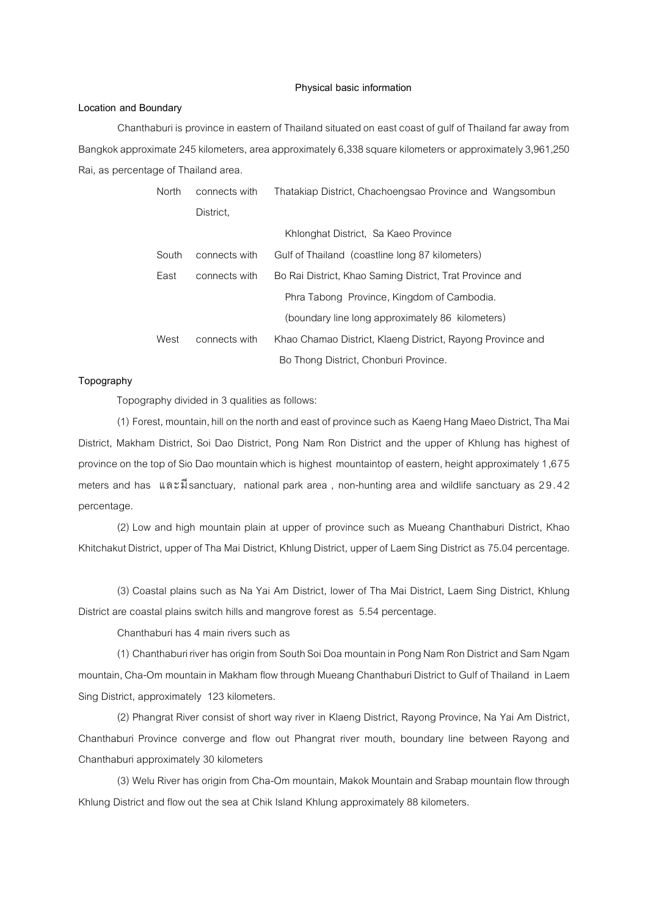## Physical basic information

### Location and Boundary

Chanthaburi is province in eastern of Thailand situated on east coast of gulf of Thailand far away from Bangkok approximate 245 kilometers, area approximately 6,338 square kilometers or approximately 3,961,250 Rai, as percentage of Thailand area.

| | | |
|---|---|---|
| North | connects with | Thatakiap District, Chachoengsao Province and Wangsombun District, Khlonghat District, Sa Kaeo Province |
| South | connects with | Gulf of Thailand (coastline long 87 kilometers) |
| East | connects with | Bo Rai District, Khao Saming District, Trat Province and Phra Tabong Province, Kingdom of Cambodia. (boundary line long approximately 86 kilometers) |
| West | connects with | Khao Chamao District, Klaeng District, Rayong Province and Bo Thong District, Chonburi Province. |

### Topography

Topography divided in 3 qualities as follows:

(1) Forest, mountain, hill on the north and east of province such as Kaeng Hang Maeo District, Tha Mai District, Makham District, Soi Dao District, Pong Nam Ron District and the upper of Khlung has highest of province on the top of Sio Dao mountain which is highest mountaintop of eastern, height approximately 1,675 meters and has และมีsanctuary, national park area , non-hunting area and wildlife sanctuary as 29.42 percentage.

(2) Low and high mountain plain at upper of province such as Mueang Chanthaburi District, Khao Khitchakut District, upper of Tha Mai District, Khlung District, upper of Laem Sing District as 75.04 percentage.

(3) Coastal plains such as Na Yai Am District, lower of Tha Mai District, Laem Sing District, Khlung District are coastal plains switch hills and mangrove forest as 5.54 percentage.

Chanthaburi has 4 main rivers such as

(1) Chanthaburi river has origin from South Soi Doa mountain in Pong Nam Ron District and Sam Ngam mountain, Cha-Om mountain in Makham flow through Mueang Chanthaburi District to Gulf of Thailand in Laem Sing District, approximately 123 kilometers.

(2) Phangrat River consist of short way river in Klaeng District, Rayong Province, Na Yai Am District, Chanthaburi Province converge and flow out Phangrat river mouth, boundary line between Rayong and Chanthaburi approximately 30 kilometers

(3) Welu River has origin from Cha-Om mountain, Makok Mountain and Srabap mountain flow through Khlung District and flow out the sea at Chik Island Khlung approximately 88 kilometers.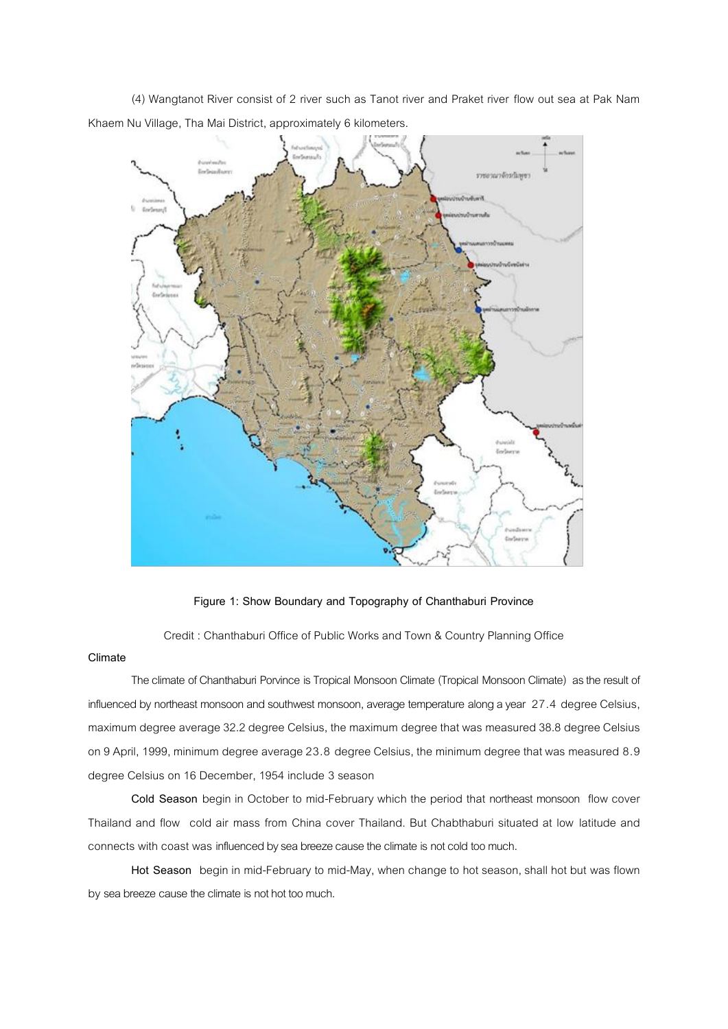(4) Wangtanot River consist of 2 river such as Tanot river and Praket river flow out sea at Pak Nam Khaem Nu Village, Tha Mai District, approximately 6 kilometers.

**Figure 1: Show Boundary and Topography of Chanthaburi Province**

Credit : Chanthaburi Office of Public Works and Town & Country Planning Office

**Climate**

The climate of Chanthaburi Porvince is Tropical Monsoon Climate (Tropical Monsoon Climate) as the result of influenced by northeast monsoon and southwest monsoon, average temperature along a year 27.4 degree Celsius, maximum degree average 32.2 degree Celsius, the maximum degree that was measured 38.8 degree Celsius on 9 April, 1999, minimum degree average 23.8 degree Celsius, the minimum degree that was measured 8.9 degree Celsius on 16 December, 1954 include 3 season

**Cold Season** begin in October to mid-February which the period that northeast monsoon flow cover Thailand and flow cold air mass from China cover Thailand. But Chabthaburi situated at low latitude and connects with coast was influenced by sea breeze cause the climate is not cold too much.

**Hot Season** begin in mid-February to mid-May, when change to hot season, shall hot but was flown by sea breeze cause the climate is not hot too much.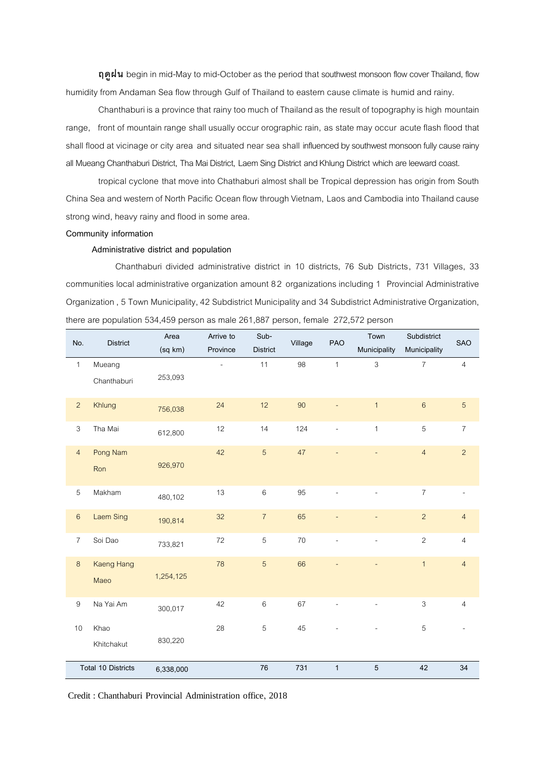**ฤดูฝน** begin in mid-May to mid-October as the period that southwest monsoon flow cover Thailand, flow humidity from Andaman Sea flow through Gulf of Thailand to eastern cause climate is humid and rainy.

Chanthaburi is a province that rainy too much of Thailand as the result of topography is high mountain range, front of mountain range shall usually occur orographic rain, as state may occur acute flash flood that shall flood at vicinage or city area and situated near sea shall influenced by southwest monsoon fully cause rainy all Mueang Chanthaburi District, Tha Mai District, Laem Sing District and Khlung District which are leeward coast.

tropical cyclone that move into Chathaburi almost shall be Tropical depression has origin from South China Sea and western of North Pacific Ocean flow through Vietnam, Laos and Cambodia into Thailand cause strong wind, heavy rainy and flood in some area.

**Community information**

**Administrative district and population**

Chanthaburi divided administrative district in 10 districts, 76 Sub Districts, 731 Villages, 33 communities local administrative organization amount 82 organizations including 1 Provincial Administrative Organization , 5 Town Municipality, 42 Subdistrict Municipality and 34 Subdistrict Administrative Organization, there are population 534,459 person as male 261,887 person, female 272,572 person

| No. | District | Area (sq km) | Arrive to Province | Sub-District | Village | PAO | Town Municipality | Subdistrict Municipality | SAO |
|---|---|---|---|---|---|---|---|---|---|
| 1 | Mueang Chanthaburi | 253,093 | - | 11 | 98 | 1 | 3 | 7 | 4 |
| 2 | Khlung | 756,038 | 24 | 12 | 90 | - | 1 | 6 | 5 |
| 3 | Tha Mai | 612,800 | 12 | 14 | 124 | - | 1 | 5 | 7 |
| 4 | Pong Nam Ron | 926,970 | 42 | 5 | 47 | - | - | 4 | 2 |
| 5 | Makham | 480,102 | 13 | 6 | 95 | - | - | 7 | - |
| 6 | Laem Sing | 190,814 | 32 | 7 | 65 | - | - | 2 | 4 |
| 7 | Soi Dao | 733,821 | 72 | 5 | 70 | - | - | 2 | 4 |
| 8 | Kaeng Hang Maeo | 1,254,125 | 78 | 5 | 66 | - | - | 1 | 4 |
| 9 | Na Yai Am | 300,017 | 42 | 6 | 67 | - | - | 3 | 4 |
| 10 | Khao Khitchakut | 830,220 | 28 | 5 | 45 | - | - | 5 | - |
| Total 10 Districts | | 6,338,000 | | 76 | 731 | 1 | 5 | 42 | 34 |

Credit : Chanthaburi Provincial Administration office, 2018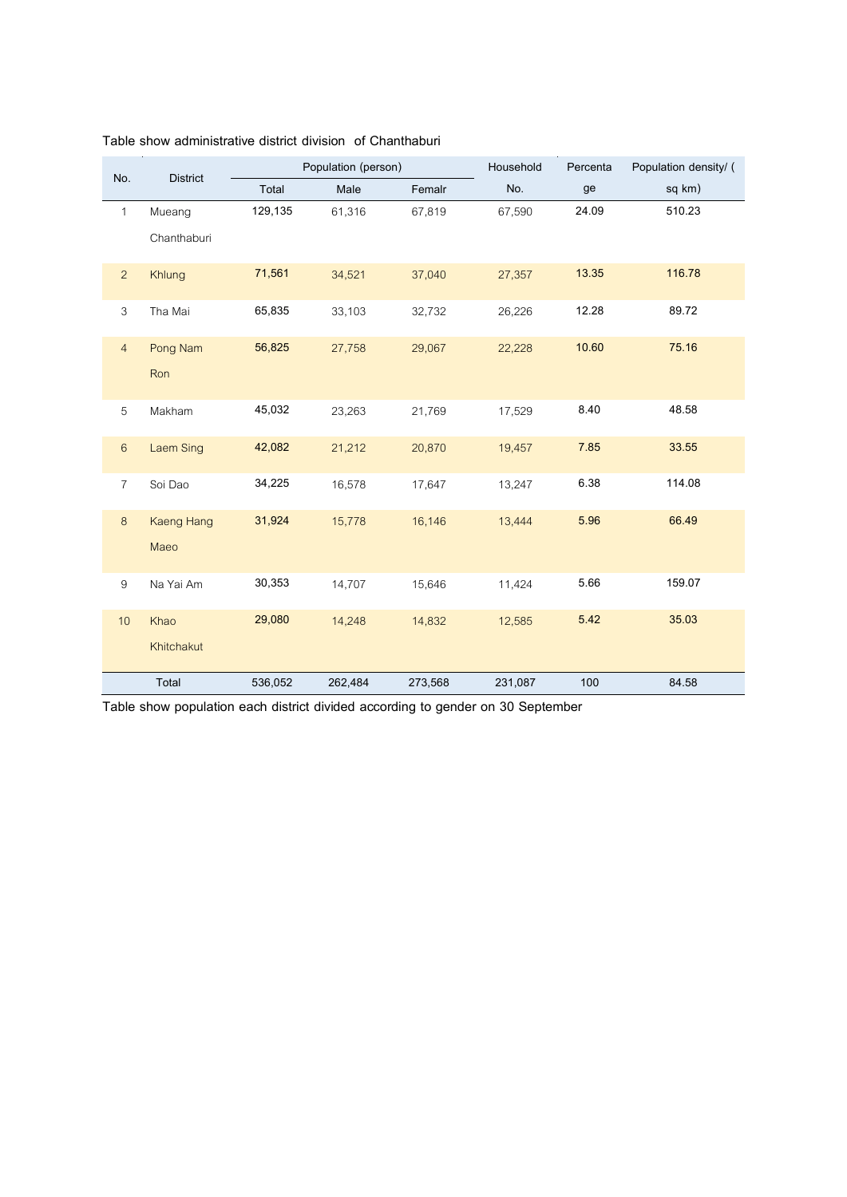Table show administrative district division of Chanthaburi

| No. | District | Population (person) | | | Household | Percenta | Population density/ ( |
|---|---|---|---|---|---|---|---|
| | | Total | Male | Femalr | No. | ge | sq km) |
| 1 | Mueang Chanthaburi | 129,135 | 61,316 | 67,819 | 67,590 | 24.09 | 510.23 |
| 2 | Khlung | 71,561 | 34,521 | 37,040 | 27,357 | 13.35 | 116.78 |
| 3 | Tha Mai | 65,835 | 33,103 | 32,732 | 26,226 | 12.28 | 89.72 |
| 4 | Pong Nam Ron | 56,825 | 27,758 | 29,067 | 22,228 | 10.60 | 75.16 |
| 5 | Makham | 45,032 | 23,263 | 21,769 | 17,529 | 8.40 | 48.58 |
| 6 | Laem Sing | 42,082 | 21,212 | 20,870 | 19,457 | 7.85 | 33.55 |
| 7 | Soi Dao | 34,225 | 16,578 | 17,647 | 13,247 | 6.38 | 114.08 |
| 8 | Kaeng Hang Maeo | 31,924 | 15,778 | 16,146 | 13,444 | 5.96 | 66.49 |
| 9 | Na Yai Am | 30,353 | 14,707 | 15,646 | 11,424 | 5.66 | 159.07 |
| 10 | Khao Khitchakut | 29,080 | 14,248 | 14,832 | 12,585 | 5.42 | 35.03 |
| | Total | 536,052 | 262,484 | 273,568 | 231,087 | 100 | 84.58 |

Table show population each district divided according to gender on 30 September